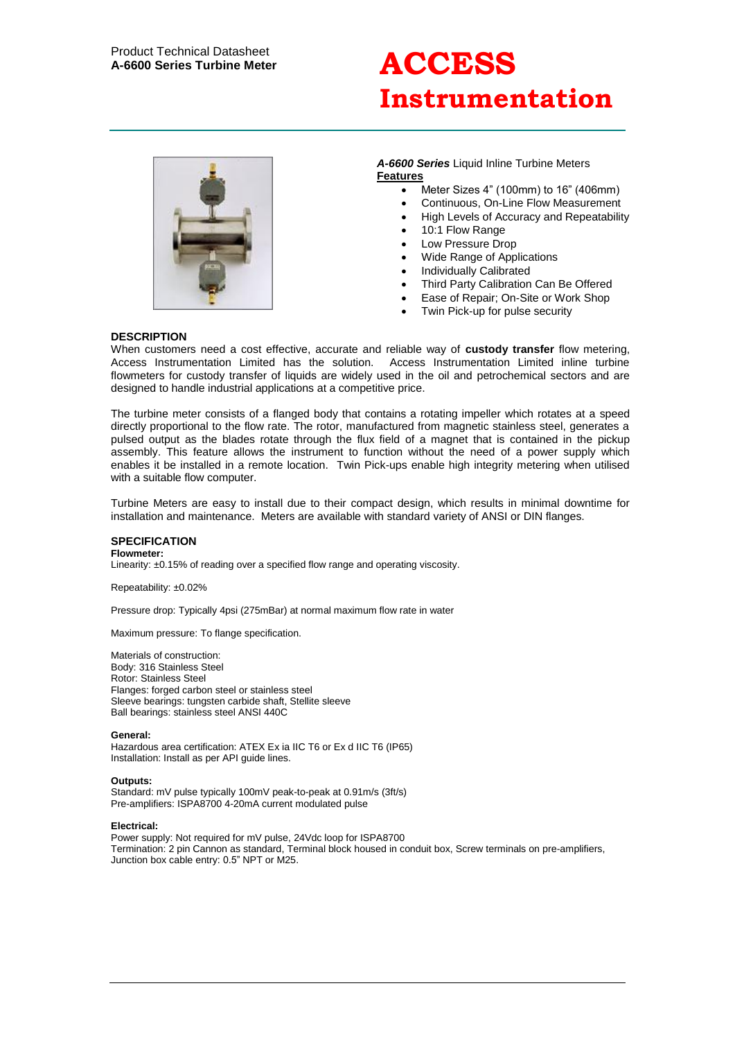Product Technical Datasheet
**A-6600 Series Turbine Meter**

# ACCESS Instrumentation

***A-6600 Series*** Liquid Inline Turbine Meters

**Features**

- Meter Sizes 4” (100mm) to 16” (406mm)
- Continuous, On-Line Flow Measurement
- High Levels of Accuracy and Repeatability
- 10:1 Flow Range
- Low Pressure Drop
- Wide Range of Applications
- Individually Calibrated
- Third Party Calibration Can Be Offered
- Ease of Repair; On-Site or Work Shop
- Twin Pick-up for pulse security

## DESCRIPTION

When customers need a cost effective, accurate and reliable way of **custody transfer** flow metering, Access Instrumentation Limited has the solution. Access Instrumentation Limited inline turbine flowmeters for custody transfer of liquids are widely used in the oil and petrochemical sectors and are designed to handle industrial applications at a competitive price.

The turbine meter consists of a flanged body that contains a rotating impeller which rotates at a speed directly proportional to the flow rate. The rotor, manufactured from magnetic stainless steel, generates a pulsed output as the blades rotate through the flux field of a magnet that is contained in the pickup assembly. This feature allows the instrument to function without the need of a power supply which enables it be installed in a remote location. Twin Pick-ups enable high integrity metering when utilised with a suitable flow computer.

Turbine Meters are easy to install due to their compact design, which results in minimal downtime for installation and maintenance. Meters are available with standard variety of ANSI or DIN flanges.

## SPECIFICATION

**Flowmeter:**

Linearity: ±0.15% of reading over a specified flow range and operating viscosity.

Repeatability: ±0.02%

Pressure drop: Typically 4psi (275mBar) at normal maximum flow rate in water

Maximum pressure: To flange specification.

Materials of construction:
Body: 316 Stainless Steel
Rotor: Stainless Steel
Flanges: forged carbon steel or stainless steel
Sleeve bearings: tungsten carbide shaft, Stellite sleeve
Ball bearings: stainless steel ANSI 440C

**General:**

Hazardous area certification: ATEX Ex ia IIC T6 or Ex d IIC T6 (IP65)
Installation: Install as per API guide lines.

**Outputs:**

Standard: mV pulse typically 100mV peak-to-peak at 0.91m/s (3ft/s)
Pre-amplifiers: ISPA8700 4-20mA current modulated pulse

**Electrical:**

Power supply: Not required for mV pulse, 24Vdc loop for ISPA8700
Termination: 2 pin Cannon as standard, Terminal block housed in conduit box, Screw terminals on pre-amplifiers,
Junction box cable entry: 0.5” NPT or M25.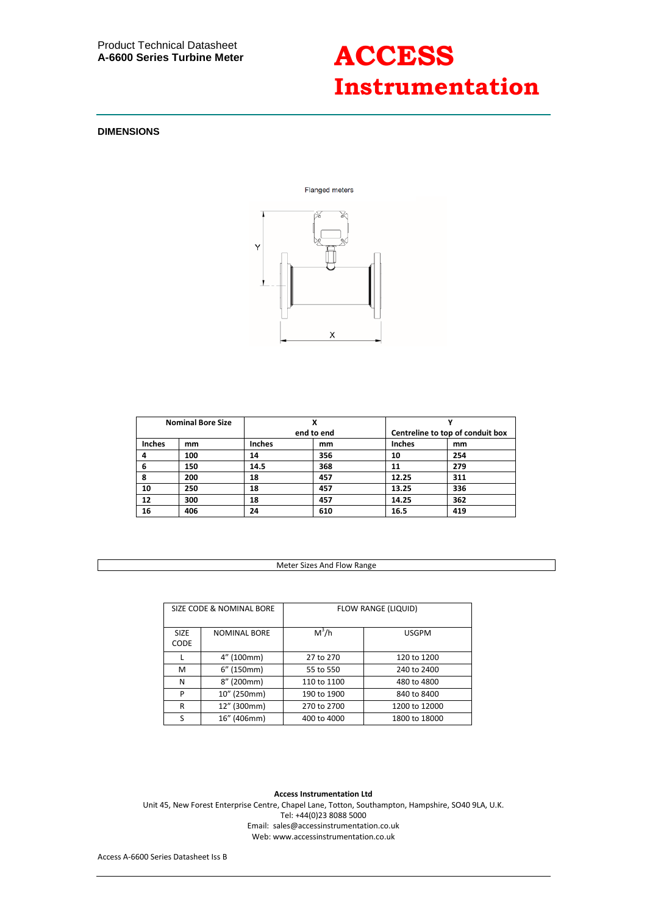## DIMENSIONS

Flanged meters

Y

X

| Nominal Bore Size | | X end to end | | Y Centreline to top of conduit box | |
|---|---|---|---|---|---|
| **Inches** | **mm** | **Inches** | **mm** | **Inches** | **mm** |
| **4** | **100** | **14** | **356** | **10** | **254** |
| **6** | **150** | **14.5** | **368** | **11** | **279** |
| **8** | **200** | **18** | **457** | **12.25** | **311** |
| **10** | **250** | **18** | **457** | **13.25** | **336** |
| **12** | **300** | **18** | **457** | **14.25** | **362** |
| **16** | **406** | **24** | **610** | **16.5** | **419** |

Meter Sizes And Flow Range

| SIZE CODE & NOMINAL BORE | | FLOW RANGE (LIQUID) | |
|---|---|---|---|
| SIZE CODE | NOMINAL BORE | $M^3/h$ | USGPM |
| L | 4" (100mm) | 27 to 270 | 120 to 1200 |
| M | 6" (150mm) | 55 to 550 | 240 to 2400 |
| N | 8" (200mm) | 110 to 1100 | 480 to 4800 |
| P | 10" (250mm) | 190 to 1900 | 840 to 8400 |
| R | 12" (300mm) | 270 to 2700 | 1200 to 12000 |
| S | 16" (406mm) | 400 to 4000 | 1800 to 18000 |

**Access Instrumentation Ltd**
Unit 45, New Forest Enterprise Centre, Chapel Lane, Totton, Southampton, Hampshire, SO40 9LA, U.K.
Tel: +44(0)23 8088 5000
Email: sales@accessinstrumentation.co.uk
Web: www.accessinstrumentation.co.uk